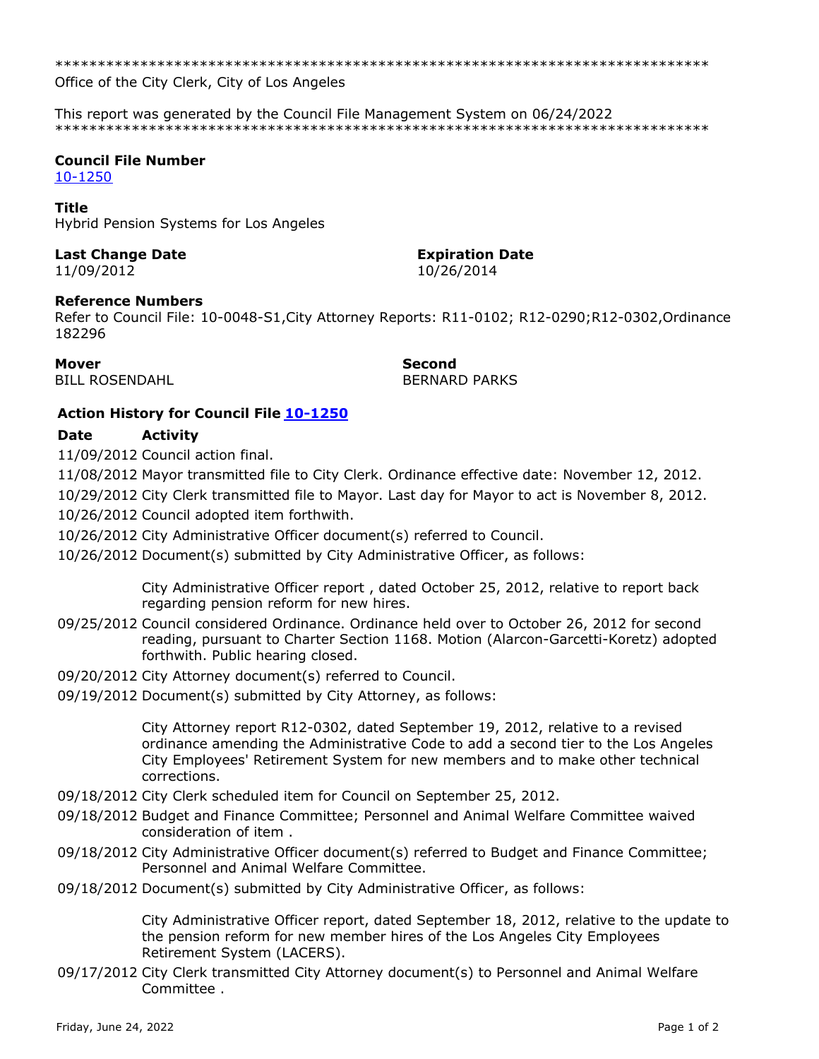******************************************************************************
Office of the City Clerk, City of Los Angeles

This report was generated by the Council File Management System on 06/24/2022
******************************************************************************

**Council File Number**
10-1250

**Title**
Hybrid Pension Systems for Los Angeles

**Last Change Date**
11/09/2012

**Expiration Date**
10/26/2014

**Reference Numbers**
Refer to Council File: 10-0048-S1,City Attorney Reports: R11-0102; R12-0290;R12-0302,Ordinance 182296

**Mover**
BILL ROSENDAHL

**Second**
BERNARD PARKS

### Action History for Council File 10-1250

| Date | Activity |
|---|---|
| 11/09/2012 | Council action final. |
| 11/08/2012 | Mayor transmitted file to City Clerk. Ordinance effective date: November 12, 2012. |
| 10/29/2012 | City Clerk transmitted file to Mayor. Last day for Mayor to act is November 8, 2012. |
| 10/26/2012 | Council adopted item forthwith. |
| 10/26/2012 | City Administrative Officer document(s) referred to Council. |
| 10/26/2012 | Document(s) submitted by City Administrative Officer, as follows:<br><br>City Administrative Officer report , dated October 25, 2012, relative to report back regarding pension reform for new hires. |
| 09/25/2012 | Council considered Ordinance. Ordinance held over to October 26, 2012 for second reading, pursuant to Charter Section 1168. Motion (Alarcon-Garcetti-Koretz) adopted forthwith. Public hearing closed. |
| 09/20/2012 | City Attorney document(s) referred to Council. |
| 09/19/2012 | Document(s) submitted by City Attorney, as follows:<br><br>City Attorney report R12-0302, dated September 19, 2012, relative to a revised ordinance amending the Administrative Code to add a second tier to the Los Angeles City Employees' Retirement System for new members and to make other technical corrections. |
| 09/18/2012 | City Clerk scheduled item for Council on September 25, 2012. |
| 09/18/2012 | Budget and Finance Committee; Personnel and Animal Welfare Committee waived consideration of item . |
| 09/18/2012 | City Administrative Officer document(s) referred to Budget and Finance Committee; Personnel and Animal Welfare Committee. |
| 09/18/2012 | Document(s) submitted by City Administrative Officer, as follows:<br><br>City Administrative Officer report, dated September 18, 2012, relative to the update to the pension reform for new member hires of the Los Angeles City Employees Retirement System (LACERS). |
| 09/17/2012 | City Clerk transmitted City Attorney document(s) to Personnel and Animal Welfare Committee . |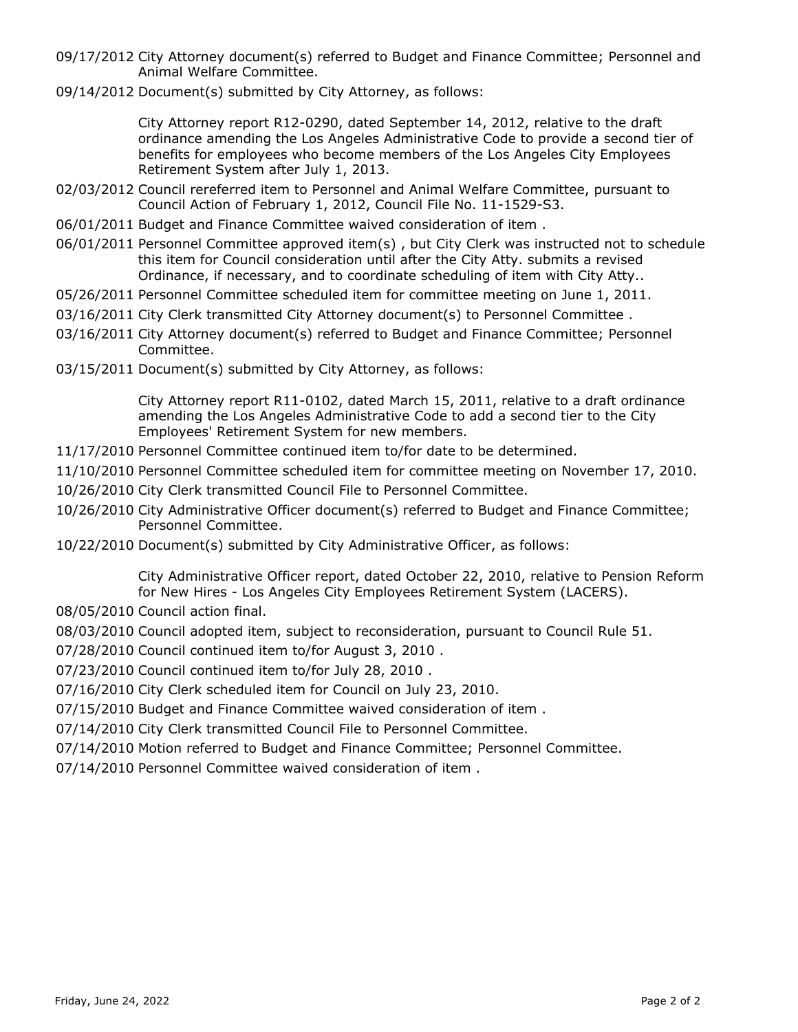09/17/2012 City Attorney document(s) referred to Budget and Finance Committee; Personnel and Animal Welfare Committee.

09/14/2012 Document(s) submitted by City Attorney, as follows:

City Attorney report R12-0290, dated September 14, 2012, relative to the draft ordinance amending the Los Angeles Administrative Code to provide a second tier of benefits for employees who become members of the Los Angeles City Employees Retirement System after July 1, 2013.

02/03/2012 Council rereferred item to Personnel and Animal Welfare Committee, pursuant to Council Action of February 1, 2012, Council File No. 11-1529-S3.

06/01/2011 Budget and Finance Committee waived consideration of item .

06/01/2011 Personnel Committee approved item(s) , but City Clerk was instructed not to schedule this item for Council consideration until after the City Atty. submits a revised Ordinance, if necessary, and to coordinate scheduling of item with City Atty..

05/26/2011 Personnel Committee scheduled item for committee meeting on June 1, 2011.

03/16/2011 City Clerk transmitted City Attorney document(s) to Personnel Committee .

03/16/2011 City Attorney document(s) referred to Budget and Finance Committee; Personnel Committee.

03/15/2011 Document(s) submitted by City Attorney, as follows:

City Attorney report R11-0102, dated March 15, 2011, relative to a draft ordinance amending the Los Angeles Administrative Code to add a second tier to the City Employees' Retirement System for new members.

11/17/2010 Personnel Committee continued item to/for date to be determined.

11/10/2010 Personnel Committee scheduled item for committee meeting on November 17, 2010.

10/26/2010 City Clerk transmitted Council File to Personnel Committee.

10/26/2010 City Administrative Officer document(s) referred to Budget and Finance Committee; Personnel Committee.

10/22/2010 Document(s) submitted by City Administrative Officer, as follows:

City Administrative Officer report, dated October 22, 2010, relative to Pension Reform for New Hires - Los Angeles City Employees Retirement System (LACERS).

08/05/2010 Council action final.

08/03/2010 Council adopted item, subject to reconsideration, pursuant to Council Rule 51.

07/28/2010 Council continued item to/for August 3, 2010 .

07/23/2010 Council continued item to/for July 28, 2010 .

07/16/2010 City Clerk scheduled item for Council on July 23, 2010.

07/15/2010 Budget and Finance Committee waived consideration of item .

07/14/2010 City Clerk transmitted Council File to Personnel Committee.

07/14/2010 Motion referred to Budget and Finance Committee; Personnel Committee.

07/14/2010 Personnel Committee waived consideration of item .